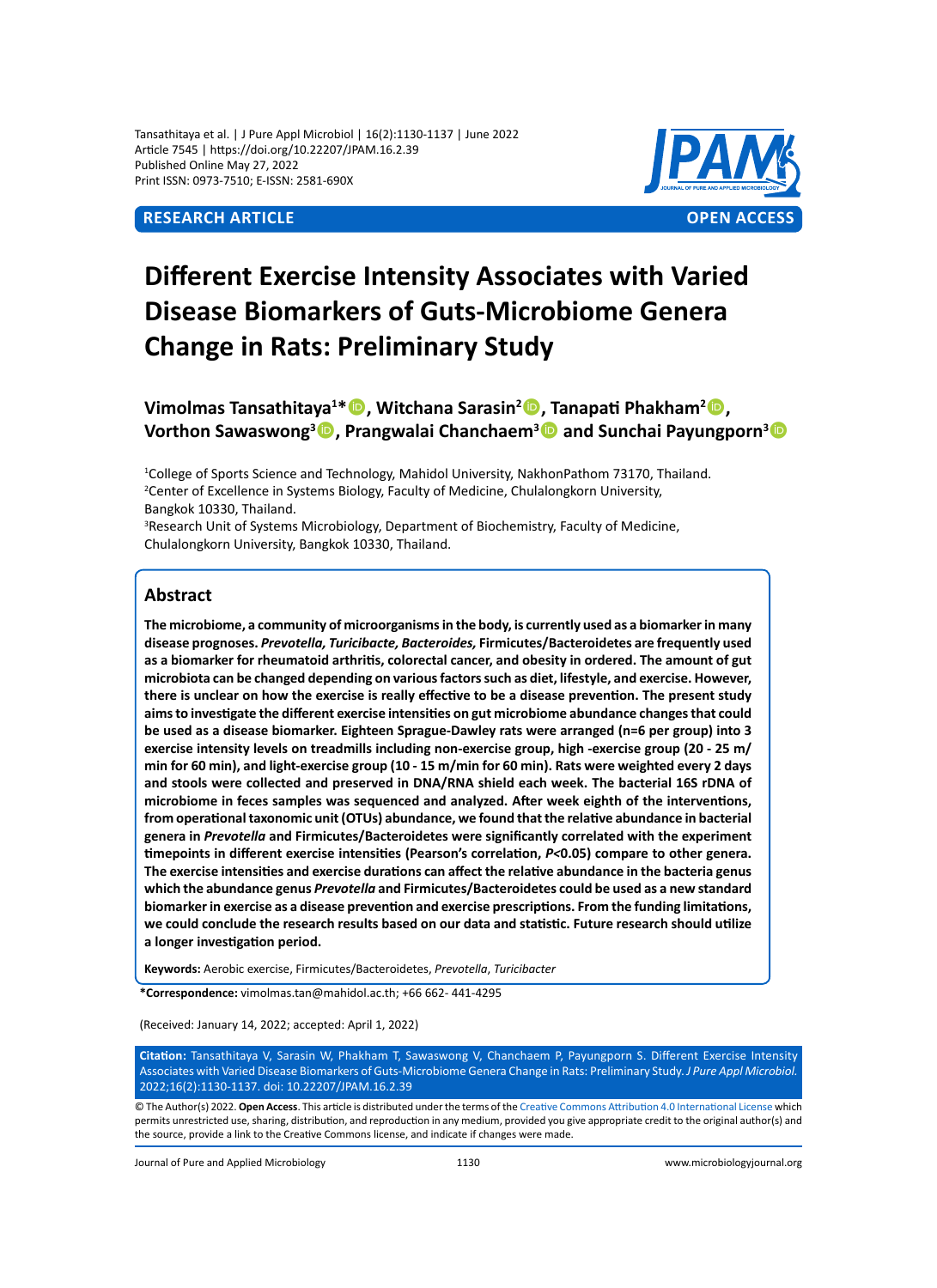**RESEARCH ARTICLE** **OPEN ACCESS**

# Different Exercise Intensity Associates with Varied Disease Biomarkers of Guts-Microbiome Genera Change in Rats: Preliminary Study

**Vimolmas Tansathitaya[1]*, Witchana Sarasin[2], Tanapati Phakham[2], Vorthon Sawaswong[3], Prangwalai Chanchaem[3] and Sunchai Payungporn[3]**

[1]College of Sports Science and Technology, Mahidol University, NakhonPathom 73170, Thailand.
[2]Center of Excellence in Systems Biology, Faculty of Medicine, Chulalongkorn University, Bangkok 10330, Thailand.
[3]Research Unit of Systems Microbiology, Department of Biochemistry, Faculty of Medicine, Chulalongkorn University, Bangkok 10330, Thailand.

## Abstract

**The microbiome, a community of microorganisms in the body, is currently used as a biomarker in many disease prognoses. *Prevotella, Turicibacte, Bacteroides,* Firmicutes/Bacteroidetes are frequently used as a biomarker for rheumatoid arthritis, colorectal cancer, and obesity in ordered. The amount of gut microbiota can be changed depending on various factors such as diet, lifestyle, and exercise. However, there is unclear on how the exercise is really effective to be a disease prevention. The present study aims to investigate the different exercise intensities on gut microbiome abundance changes that could be used as a disease biomarker. Eighteen Sprague-Dawley rats were arranged (n=6 per group) into 3 exercise intensity levels on treadmills including non-exercise group, high -exercise group (20 - 25 m/min for 60 min), and light-exercise group (10 - 15 m/min for 60 min). Rats were weighted every 2 days and stools were collected and preserved in DNA/RNA shield each week. The bacterial 16S rDNA of microbiome in feces samples was sequenced and analyzed. After week eighth of the interventions, from operational taxonomic unit (OTUs) abundance, we found that the relative abundance in bacterial genera in *Prevotella* and Firmicutes/Bacteroidetes were significantly correlated with the experiment timepoints in different exercise intensities (Pearson's correlation, $P$<0.05) compare to other genera. The exercise intensities and exercise durations can affect the relative abundance in the bacteria genus which the abundance genus *Prevotella* and Firmicutes/Bacteroidetes could be used as a new standard biomarker in exercise as a disease prevention and exercise prescriptions. From the funding limitations, we could conclude the research results based on our data and statistic. Future research should utilize a longer investigation period.**

**Keywords:** Aerobic exercise, Firmicutes/Bacteroidetes, *Prevotella*, *Turicibacter*

***Correspondence:** vimolmas.tan@mahidol.ac.th; +66 662- 441-4295

(Received: January 14, 2022; accepted: April 1, 2022)

**Citation:** Tansathitaya V, Sarasin W, Phakham T, Sawaswong V, Chanchaem P, Payungporn S. Different Exercise Intensity Associates with Varied Disease Biomarkers of Guts-Microbiome Genera Change in Rats: Preliminary Study. *J Pure Appl Microbiol.* 2022;16(2):1130-1137. doi: 10.22207/JPAM.16.2.39

© The Author(s) 2022. **Open Access**. This article is distributed under the terms of the Creative Commons Attribution 4.0 International License which permits unrestricted use, sharing, distribution, and reproduction in any medium, provided you give appropriate credit to the original author(s) and the source, provide a link to the Creative Commons license, and indicate if changes were made.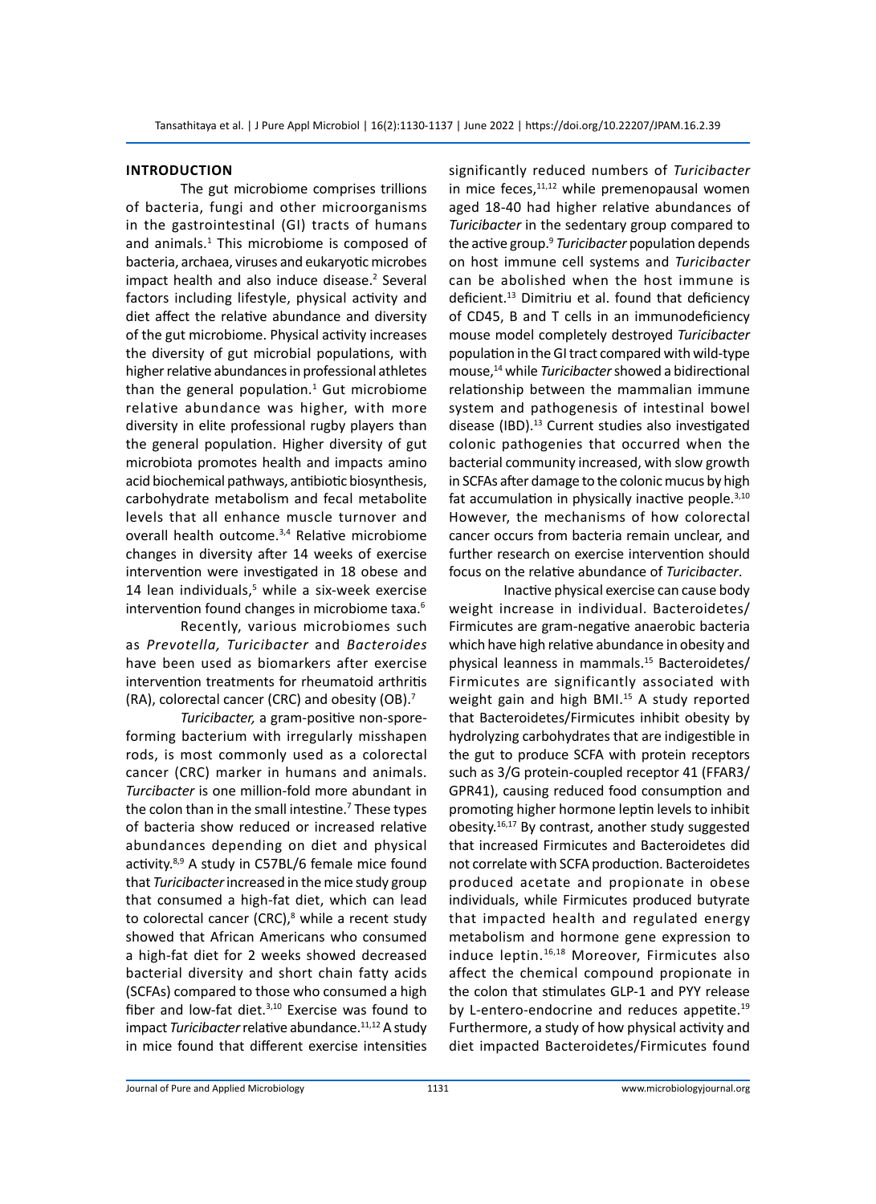## INTRODUCTION

The gut microbiome comprises trillions of bacteria, fungi and other microorganisms in the gastrointestinal (GI) tracts of humans and animals.[1] This microbiome is composed of bacteria, archaea, viruses and eukaryotic microbes impact health and also induce disease.[2] Several factors including lifestyle, physical activity and diet affect the relative abundance and diversity of the gut microbiome. Physical activity increases the diversity of gut microbial populations, with higher relative abundances in professional athletes than the general population.[1] Gut microbiome relative abundance was higher, with more diversity in elite professional rugby players than the general population. Higher diversity of gut microbiota promotes health and impacts amino acid biochemical pathways, antibiotic biosynthesis, carbohydrate metabolism and fecal metabolite levels that all enhance muscle turnover and overall health outcome.[3,4] Relative microbiome changes in diversity after 14 weeks of exercise intervention were investigated in 18 obese and 14 lean individuals,[5] while a six-week exercise intervention found changes in microbiome taxa.[6]

Recently, various microbiomes such as *Prevotella, Turicibacter* and *Bacteroides* have been used as biomarkers after exercise intervention treatments for rheumatoid arthritis (RA), colorectal cancer (CRC) and obesity (OB).[7]

*Turicibacter,* a gram-positive non-spore-forming bacterium with irregularly misshapen rods, is most commonly used as a colorectal cancer (CRC) marker in humans and animals. *Turcibacter* is one million-fold more abundant in the colon than in the small intestine.[7] These types of bacteria show reduced or increased relative abundances depending on diet and physical activity.[8,9] A study in C57BL/6 female mice found that *Turicibacter* increased in the mice study group that consumed a high-fat diet, which can lead to colorectal cancer (CRC),[8] while a recent study showed that African Americans who consumed a high-fat diet for 2 weeks showed decreased bacterial diversity and short chain fatty acids (SCFAs) compared to those who consumed a high fiber and low-fat diet.[3,10] Exercise was found to impact *Turicibacter* relative abundance.[11,12] A study in mice found that different exercise intensities significantly reduced numbers of *Turicibacter* in mice feces,[11,12] while premenopausal women aged 18-40 had higher relative abundances of *Turicibacter* in the sedentary group compared to the active group.[9] *Turicibacter* population depends on host immune cell systems and *Turicibacter* can be abolished when the host immune is deficient.[13] Dimitriu et al. found that deficiency of CD45, B and T cells in an immunodeficiency mouse model completely destroyed *Turicibacter* population in the GI tract compared with wild-type mouse,[14] while *Turicibacter* showed a bidirectional relationship between the mammalian immune system and pathogenesis of intestinal bowel disease (IBD).[13] Current studies also investigated colonic pathogenies that occurred when the bacterial community increased, with slow growth in SCFAs after damage to the colonic mucus by high fat accumulation in physically inactive people.[3,10] However, the mechanisms of how colorectal cancer occurs from bacteria remain unclear, and further research on exercise intervention should focus on the relative abundance of *Turicibacter*.

Inactive physical exercise can cause body weight increase in individual. Bacteroidetes/Firmicutes are gram-negative anaerobic bacteria which have high relative abundance in obesity and physical leanness in mammals.[15] Bacteroidetes/Firmicutes are significantly associated with weight gain and high BMI.[15] A study reported that Bacteroidetes/Firmicutes inhibit obesity by hydrolyzing carbohydrates that are indigestible in the gut to produce SCFA with protein receptors such as 3/G protein-coupled receptor 41 (FFAR3/GPR41), causing reduced food consumption and promoting higher hormone leptin levels to inhibit obesity.[16,17] By contrast, another study suggested that increased Firmicutes and Bacteroidetes did not correlate with SCFA production. Bacteroidetes produced acetate and propionate in obese individuals, while Firmicutes produced butyrate that impacted health and regulated energy metabolism and hormone gene expression to induce leptin.[16,18] Moreover, Firmicutes also affect the chemical compound propionate in the colon that stimulates GLP-1 and PYY release by L-entero-endocrine and reduces appetite.[19] Furthermore, a study of how physical activity and diet impacted Bacteroidetes/Firmicutes found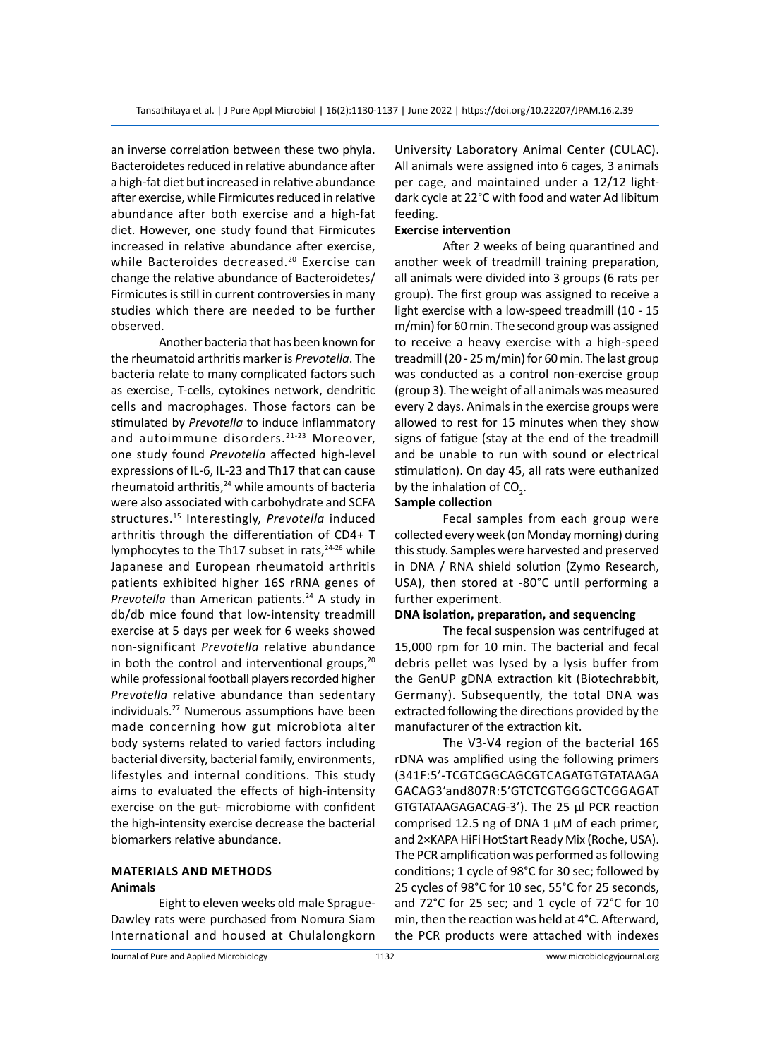an inverse correlation between these two phyla. Bacteroidetes reduced in relative abundance after a high-fat diet but increased in relative abundance after exercise, while Firmicutes reduced in relative abundance after both exercise and a high-fat diet. However, one study found that Firmicutes increased in relative abundance after exercise, while Bacteroides decreased.[20] Exercise can change the relative abundance of Bacteroidetes/Firmicutes is still in current controversies in many studies which there are needed to be further observed.

Another bacteria that has been known for the rheumatoid arthritis marker is *Prevotella*. The bacteria relate to many complicated factors such as exercise, T-cells, cytokines network, dendritic cells and macrophages. Those factors can be stimulated by *Prevotella* to induce inflammatory and autoimmune disorders.[21-23] Moreover, one study found *Prevotella* affected high-level expressions of IL-6, IL-23 and Th17 that can cause rheumatoid arthritis,[24] while amounts of bacteria were also associated with carbohydrate and SCFA structures.[15] Interestingly, *Prevotella* induced arthritis through the differentiation of CD4+ T lymphocytes to the Th17 subset in rats,[24-26] while Japanese and European rheumatoid arthritis patients exhibited higher 16S rRNA genes of *Prevotella* than American patients.[24] A study in db/db mice found that low-intensity treadmill exercise at 5 days per week for 6 weeks showed non-significant *Prevotella* relative abundance in both the control and interventional groups,[20] while professional football players recorded higher *Prevotella* relative abundance than sedentary individuals.[27] Numerous assumptions have been made concerning how gut microbiota alter body systems related to varied factors including bacterial diversity, bacterial family, environments, lifestyles and internal conditions. This study aims to evaluated the effects of high-intensity exercise on the gut- microbiome with confident the high-intensity exercise decrease the bacterial biomarkers relative abundance.

## MATERIALS AND METHODS

### Animals

Eight to eleven weeks old male Sprague-Dawley rats were purchased from Nomura Siam International and housed at Chulalongkorn University Laboratory Animal Center (CULAC). All animals were assigned into 6 cages, 3 animals per cage, and maintained under a 12/12 light-dark cycle at 22°C with food and water Ad libitum feeding.

### Exercise intervention

After 2 weeks of being quarantined and another week of treadmill training preparation, all animals were divided into 3 groups (6 rats per group). The first group was assigned to receive a light exercise with a low-speed treadmill (10 - 15 m/min) for 60 min. The second group was assigned to receive a heavy exercise with a high-speed treadmill (20 - 25 m/min) for 60 min. The last group was conducted as a control non-exercise group (group 3). The weight of all animals was measured every 2 days. Animals in the exercise groups were allowed to rest for 15 minutes when they show signs of fatigue (stay at the end of the treadmill and be unable to run with sound or electrical stimulation). On day 45, all rats were euthanized by the inhalation of $CO_2$.

### Sample collection

Fecal samples from each group were collected every week (on Monday morning) during this study. Samples were harvested and preserved in DNA / RNA shield solution (Zymo Research, USA), then stored at -80°C until performing a further experiment.

### DNA isolation, preparation, and sequencing

The fecal suspension was centrifuged at 15,000 rpm for 10 min. The bacterial and fecal debris pellet was lysed by a lysis buffer from the GenUP gDNA extraction kit (Biotechrabbit, Germany). Subsequently, the total DNA was extracted following the directions provided by the manufacturer of the extraction kit.

The V3-V4 region of the bacterial 16S rDNA was amplified using the following primers (341F:5'-TCGTCGGCAGCGTCAGATGTGTATAAGAGACAG3'and807R:5'GTCTCGTGGGCTCGGAGATGTGTATAAGAGACAG-3'). The 25 µl PCR reaction comprised 12.5 ng of DNA 1 µM of each primer, and 2×KAPA HiFi HotStart Ready Mix (Roche, USA). The PCR amplification was performed as following conditions; 1 cycle of 98°C for 30 sec; followed by 25 cycles of 98°C for 10 sec, 55°C for 25 seconds, and 72°C for 25 sec; and 1 cycle of 72°C for 10 min, then the reaction was held at 4°C. Afterward, the PCR products were attached with indexes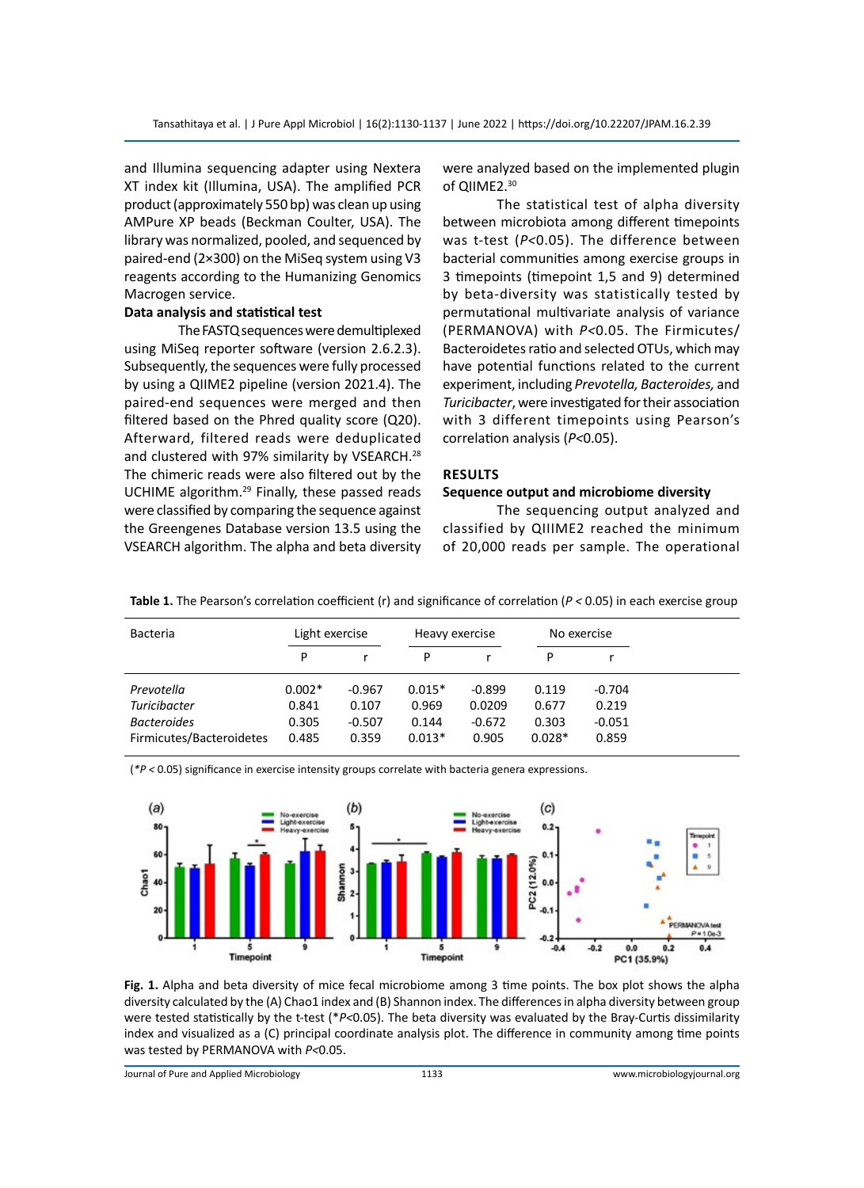and Illumina sequencing adapter using Nextera XT index kit (Illumina, USA). The amplified PCR product (approximately 550 bp) was clean up using AMPure XP beads (Beckman Coulter, USA). The library was normalized, pooled, and sequenced by paired-end (2×300) on the MiSeq system using V3 reagents according to the Humanizing Genomics Macrogen service.

**Data analysis and statistical test**

The FASTQ sequences were demultiplexed using MiSeq reporter software (version 2.6.2.3). Subsequently, the sequences were fully processed by using a QIIME2 pipeline (version 2021.4). The paired-end sequences were merged and then filtered based on the Phred quality score (Q20). Afterward, filtered reads were deduplicated and clustered with 97% similarity by VSEARCH.[28] The chimeric reads were also filtered out by the UCHIME algorithm.[29] Finally, these passed reads were classified by comparing the sequence against the Greengenes Database version 13.5 using the VSEARCH algorithm. The alpha and beta diversity were analyzed based on the implemented plugin of QIIME2.[30]

The statistical test of alpha diversity between microbiota among different timepoints was t-test ($P<0.05$). The difference between bacterial communities among exercise groups in 3 timepoints (timepoint 1,5 and 9) determined by beta-diversity was statistically tested by permutational multivariate analysis of variance (PERMANOVA) with $P<0.05$. The Firmicutes/Bacteroidetes ratio and selected OTUs, which may have potential functions related to the current experiment, including *Prevotella, Bacteroides,* and *Turicibacter*, were investigated for their association with 3 different timepoints using Pearson's correlation analysis ($P<0.05$).

## RESULTS

### Sequence output and microbiome diversity

The sequencing output analyzed and classified by QIIIME2 reached the minimum of 20,000 reads per sample. The operational

**Table 1.** The Pearson's correlation coefficient (r) and significance of correlation ($P < 0.05$) in each exercise group

| Bacteria | Light exercise | | Heavy exercise | | No exercise | |
|---|---|---|---|---|---|---|
| | P | r | P | r | P | r |
| *Prevotella* | 0.002* | -0.967 | 0.015* | -0.899 | 0.119 | -0.704 |
| *Turicibacter* | 0.841 | 0.107 | 0.969 | 0.0209 | 0.677 | 0.219 |
| *Bacteroides* | 0.305 | -0.507 | 0.144 | -0.672 | 0.303 | -0.051 |
| Firmicutes/Bacteroidetes | 0.485 | 0.359 | 0.013* | 0.905 | 0.028* | 0.859 |

(*$P < 0.05$) significance in exercise intensity groups correlate with bacteria genera expressions.

**Fig. 1.** Alpha and beta diversity of mice fecal microbiome among 3 time points. The box plot shows the alpha diversity calculated by the (A) Chao1 index and (B) Shannon index. The differences in alpha diversity between group were tested statistically by the t-test (*$P<0.05$). The beta diversity was evaluated by the Bray-Curtis dissimilarity index and visualized as a (C) principal coordinate analysis plot. The difference in community among time points was tested by PERMANOVA with $P<0.05$.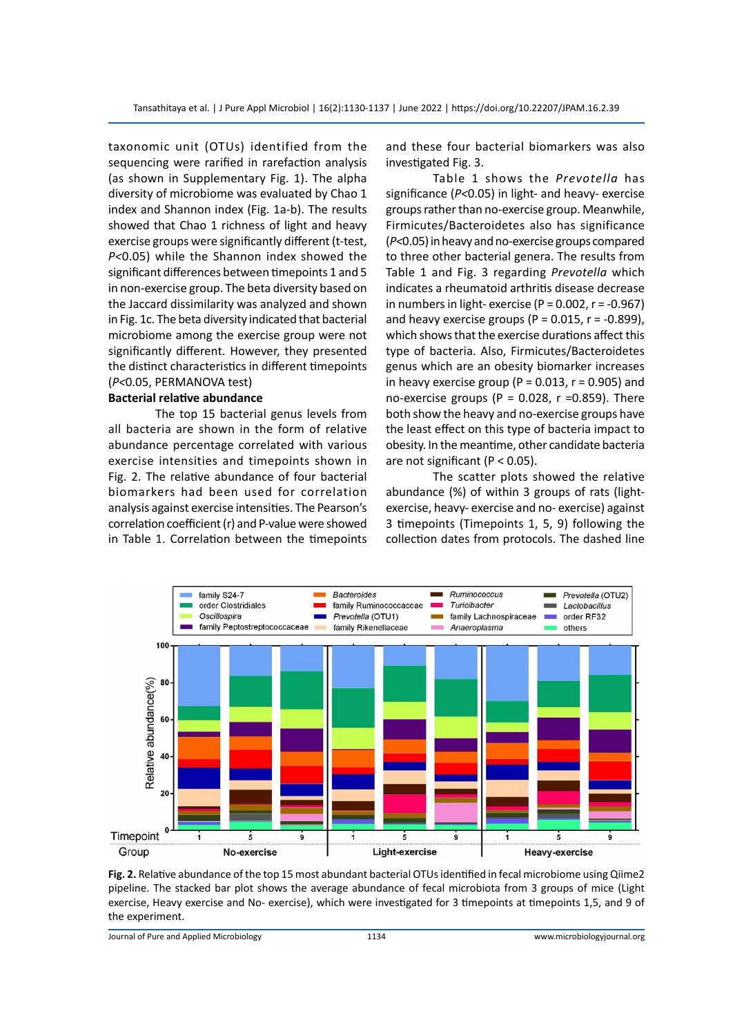taxonomic unit (OTUs) identified from the sequencing were rarified in rarefaction analysis (as shown in Supplementary Fig. 1). The alpha diversity of microbiome was evaluated by Chao 1 index and Shannon index (Fig. 1a-b). The results showed that Chao 1 richness of light and heavy exercise groups were significantly different (t-test, $P<0.05$) while the Shannon index showed the significant differences between timepoints 1 and 5 in non-exercise group. The beta diversity based on the Jaccard dissimilarity was analyzed and shown in Fig. 1c. The beta diversity indicated that bacterial microbiome among the exercise group were not significantly different. However, they presented the distinct characteristics in different timepoints ($P<0.05$, PERMANOVA test)

**Bacterial relative abundance**

The top 15 bacterial genus levels from all bacteria are shown in the form of relative abundance percentage correlated with various exercise intensities and timepoints shown in Fig. 2. The relative abundance of four bacterial biomarkers had been used for correlation analysis against exercise intensities. The Pearson's correlation coefficient (r) and P-value were showed in Table 1. Correlation between the timepoints and these four bacterial biomarkers was also investigated Fig. 3.

Table 1 shows the *Prevotella* has significance ($P<0.05$) in light- and heavy- exercise groups rather than no-exercise group. Meanwhile, Firmicutes/Bacteroidetes also has significance ($P<0.05$) in heavy and no-exercise groups compared to three other bacterial genera. The results from Table 1 and Fig. 3 regarding *Prevotella* which indicates a rheumatoid arthritis disease decrease in numbers in light- exercise (P = 0.002, r = -0.967) and heavy exercise groups (P = 0.015, r = -0.899), which shows that the exercise durations affect this type of bacteria. Also, Firmicutes/Bacteroidetes genus which are an obesity biomarker increases in heavy exercise group (P = 0.013, r = 0.905) and no-exercise groups (P = 0.028, r =0.859). There both show the heavy and no-exercise groups have the least effect on this type of bacteria impact to obesity. In the meantime, other candidate bacteria are not significant (P < 0.05).

The scatter plots showed the relative abundance (%) of within 3 groups of rats (light-exercise, heavy- exercise and no- exercise) against 3 timepoints (Timepoints 1, 5, 9) following the collection dates from protocols. The dashed line

**Fig. 2.** Relative abundance of the top 15 most abundant bacterial OTUs identified in fecal microbiome using Qiime2 pipeline. The stacked bar plot shows the average abundance of fecal microbiota from 3 groups of mice (Light exercise, Heavy exercise and No- exercise), which were investigated for 3 timepoints at timepoints 1,5, and 9 of the experiment.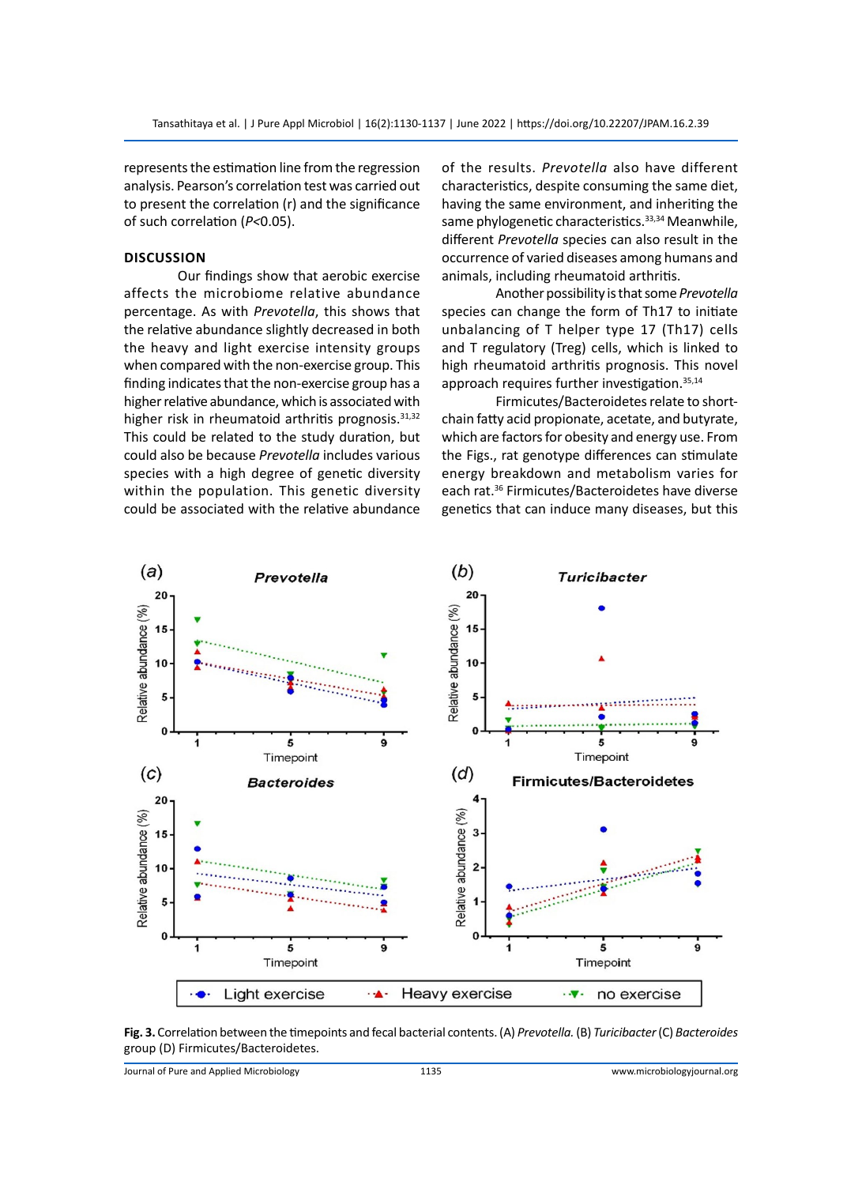represents the estimation line from the regression analysis. Pearson's correlation test was carried out to present the correlation (r) and the significance of such correlation ($P<0.05$).

## DISCUSSION

Our findings show that aerobic exercise affects the microbiome relative abundance percentage. As with *Prevotella*, this shows that the relative abundance slightly decreased in both the heavy and light exercise intensity groups when compared with the non-exercise group. This finding indicates that the non-exercise group has a higher relative abundance, which is associated with higher risk in rheumatoid arthritis prognosis.[31,32] This could be related to the study duration, but could also be because *Prevotella* includes various species with a high degree of genetic diversity within the population. This genetic diversity could be associated with the relative abundance of the results. *Prevotella* also have different characteristics, despite consuming the same diet, having the same environment, and inheriting the same phylogenetic characteristics.[33,34] Meanwhile, different *Prevotella* species can also result in the occurrence of varied diseases among humans and animals, including rheumatoid arthritis.

Another possibility is that some *Prevotella* species can change the form of Th17 to initiate unbalancing of T helper type 17 (Th17) cells and T regulatory (Treg) cells, which is linked to high rheumatoid arthritis prognosis. This novel approach requires further investigation.[35,14]

Firmicutes/Bacteroidetes relate to short-chain fatty acid propionate, acetate, and butyrate, which are factors for obesity and energy use. From the Figs., rat genotype differences can stimulate energy breakdown and metabolism varies for each rat.[36] Firmicutes/Bacteroidetes have diverse genetics that can induce many diseases, but this

**Fig. 3.** Correlation between the timepoints and fecal bacterial contents. (A) *Prevotella.* (B) *Turicibacter* (C) *Bacteroides* group (D) Firmicutes/Bacteroidetes.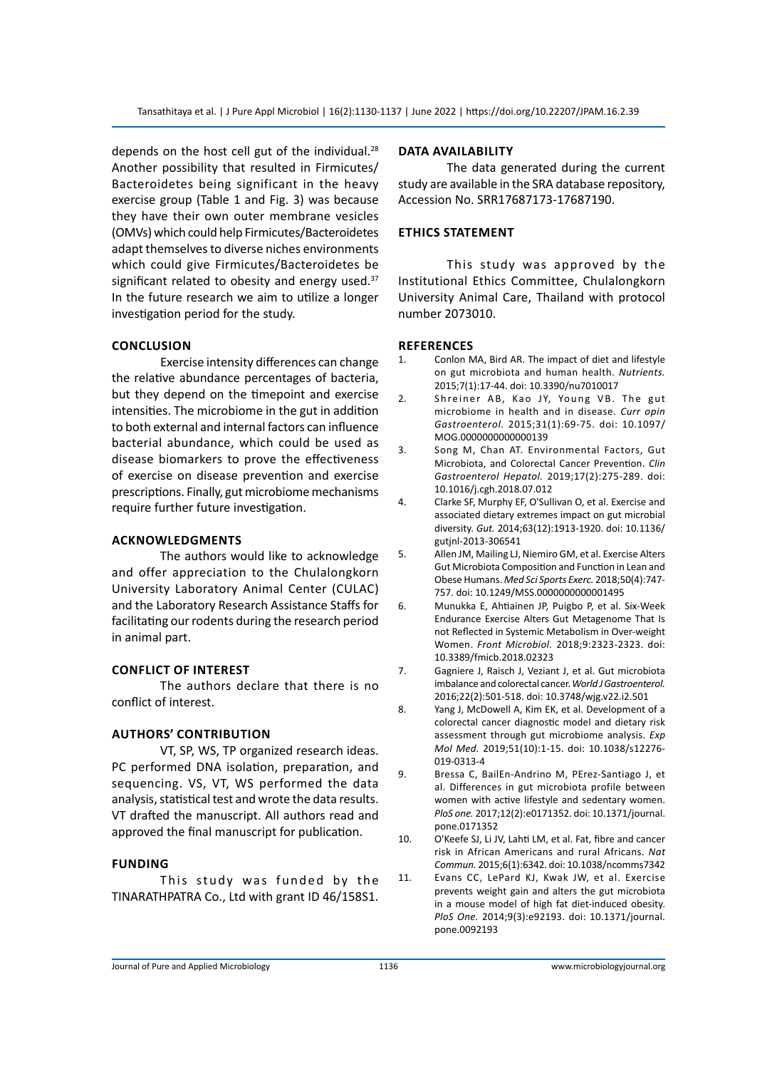depends on the host cell gut of the individual.[28] Another possibility that resulted in Firmicutes/Bacteroidetes being significant in the heavy exercise group (Table 1 and Fig. 3) was because they have their own outer membrane vesicles (OMVs) which could help Firmicutes/Bacteroidetes adapt themselves to diverse niches environments which could give Firmicutes/Bacteroidetes be significant related to obesity and energy used.[37] In the future research we aim to utilize a longer investigation period for the study.

## CONCLUSION

Exercise intensity differences can change the relative abundance percentages of bacteria, but they depend on the timepoint and exercise intensities. The microbiome in the gut in addition to both external and internal factors can influence bacterial abundance, which could be used as disease biomarkers to prove the effectiveness of exercise on disease prevention and exercise prescriptions. Finally, gut microbiome mechanisms require further future investigation.

## ACKNOWLEDGMENTS

The authors would like to acknowledge and offer appreciation to the Chulalongkorn University Laboratory Animal Center (CULAC) and the Laboratory Research Assistance Staffs for facilitating our rodents during the research period in animal part.

## CONFLICT OF INTEREST

The authors declare that there is no conflict of interest.

## AUTHORS' CONTRIBUTION

VT, SP, WS, TP organized research ideas. PC performed DNA isolation, preparation, and sequencing. VS, VT, WS performed the data analysis, statistical test and wrote the data results. VT drafted the manuscript. All authors read and approved the final manuscript for publication.

## FUNDING

This study was funded by the TINARATHPATRA Co., Ltd with grant ID 46/158S1.

## DATA AVAILABILITY

The data generated during the current study are available in the SRA database repository, Accession No. SRR17687173-17687190.

## ETHICS STATEMENT

This study was approved by the Institutional Ethics Committee, Chulalongkorn University Animal Care, Thailand with protocol number 2073010.

## REFERENCES

1. Conlon MA, Bird AR. The impact of diet and lifestyle on gut microbiota and human health. *Nutrients.* 2015;7(1):17-44. doi: 10.3390/nu7010017
2. Shreiner AB, Kao JY, Young VB. The gut microbiome in health and in disease. *Curr opin Gastroenterol.* 2015;31(1):69-75. doi: 10.1097/MOG.0000000000000139
3. Song M, Chan AT. Environmental Factors, Gut Microbiota, and Colorectal Cancer Prevention. *Clin Gastroenterol Hepatol.* 2019;17(2):275-289. doi: 10.1016/j.cgh.2018.07.012
4. Clarke SF, Murphy EF, O'Sullivan O, et al. Exercise and associated dietary extremes impact on gut microbial diversity. *Gut.* 2014;63(12):1913-1920. doi: 10.1136/gutjnl-2013-306541
5. Allen JM, Mailing LJ, Niemiro GM, et al. Exercise Alters Gut Microbiota Composition and Function in Lean and Obese Humans. *Med Sci Sports Exerc.* 2018;50(4):747-757. doi: 10.1249/MSS.0000000000001495
6. Munukka E, Ahtiainen JP, Puigbo P, et al. Six-Week Endurance Exercise Alters Gut Metagenome That Is not Reflected in Systemic Metabolism in Over-weight Women. *Front Microbiol.* 2018;9:2323-2323. doi: 10.3389/fmicb.2018.02323
7. Gagniere J, Raisch J, Veziant J, et al. Gut microbiota imbalance and colorectal cancer. *World J Gastroenterol.* 2016;22(2):501-518. doi: 10.3748/wjg.v22.i2.501
8. Yang J, McDowell A, Kim EK, et al. Development of a colorectal cancer diagnostic model and dietary risk assessment through gut microbiome analysis. *Exp Mol Med.* 2019;51(10):1-15. doi: 10.1038/s12276-019-0313-4
9. Bressa C, BailEn-Andrino M, PErez-Santiago J, et al. Differences in gut microbiota profile between women with active lifestyle and sedentary women. *PloS one.* 2017;12(2):e0171352. doi: 10.1371/journal.pone.0171352
10. O'Keefe SJ, Li JV, Lahti LM, et al. Fat, fibre and cancer risk in African Americans and rural Africans. *Nat Commun.* 2015;6(1):6342. doi: 10.1038/ncomms7342
11. Evans CC, LePard KJ, Kwak JW, et al. Exercise prevents weight gain and alters the gut microbiota in a mouse model of high fat diet-induced obesity. *PloS One.* 2014;9(3):e92193. doi: 10.1371/journal.pone.0092193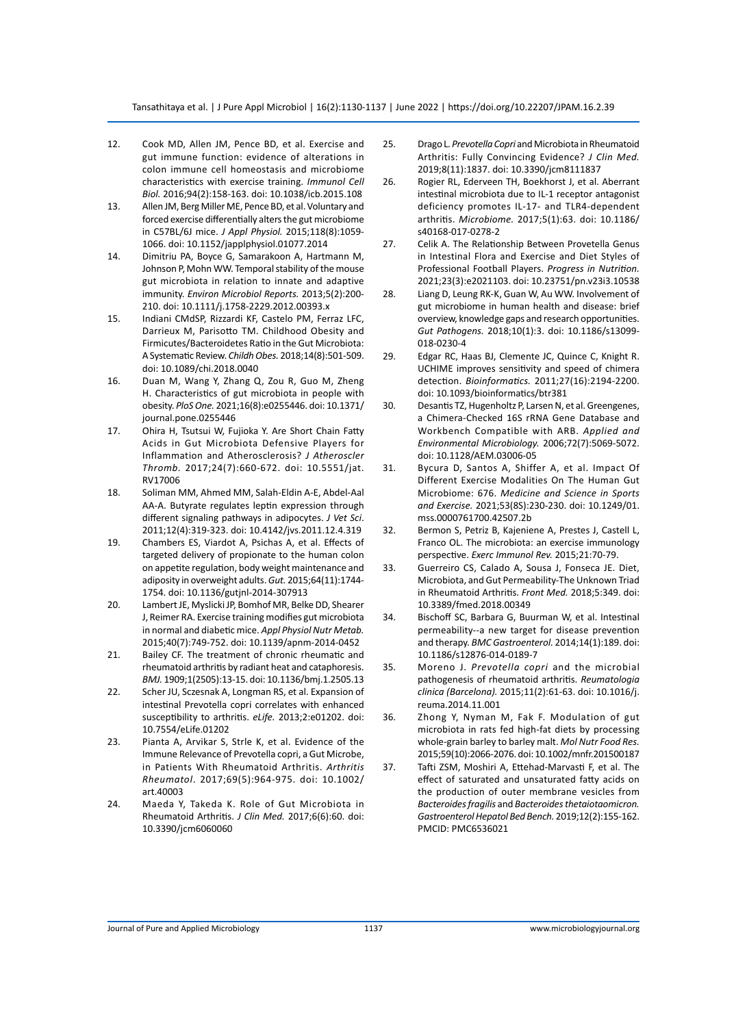12. Cook MD, Allen JM, Pence BD, et al. Exercise and gut immune function: evidence of alterations in colon immune cell homeostasis and microbiome characteristics with exercise training. *Immunol Cell Biol.* 2016;94(2):158-163. doi: 10.1038/icb.2015.108
13. Allen JM, Berg Miller ME, Pence BD, et al. Voluntary and forced exercise differentially alters the gut microbiome in C57BL/6J mice. *J Appl Physiol.* 2015;118(8):1059-1066. doi: 10.1152/japplphysiol.01077.2014
14. Dimitriu PA, Boyce G, Samarakoon A, Hartmann M, Johnson P, Mohn WW. Temporal stability of the mouse gut microbiota in relation to innate and adaptive immunity. *Environ Microbiol Reports.* 2013;5(2):200-210. doi: 10.1111/j.1758-2229.2012.00393.x
15. Indiani CMdSP, Rizzardi KF, Castelo PM, Ferraz LFC, Darrieux M, Parisotto TM. Childhood Obesity and Firmicutes/Bacteroidetes Ratio in the Gut Microbiota: A Systematic Review. *Childh Obes.* 2018;14(8):501-509. doi: 10.1089/chi.2018.0040
16. Duan M, Wang Y, Zhang Q, Zou R, Guo M, Zheng H. Characteristics of gut microbiota in people with obesity. *PloS One.* 2021;16(8):e0255446. doi: 10.1371/journal.pone.0255446
17. Ohira H, Tsutsui W, Fujioka Y. Are Short Chain Fatty Acids in Gut Microbiota Defensive Players for Inflammation and Atherosclerosis? *J Atheroscler Thromb.* 2017;24(7):660-672. doi: 10.5551/jat.RV17006
18. Soliman MM, Ahmed MM, Salah-Eldin A-E, Abdel-Aal AA-A. Butyrate regulates leptin expression through different signaling pathways in adipocytes. *J Vet Sci.* 2011;12(4):319-323. doi: 10.4142/jvs.2011.12.4.319
19. Chambers ES, Viardot A, Psichas A, et al. Effects of targeted delivery of propionate to the human colon on appetite regulation, body weight maintenance and adiposity in overweight adults. *Gut.* 2015;64(11):1744-1754. doi: 10.1136/gutjnl-2014-307913
20. Lambert JE, Myslicki JP, Bomhof MR, Belke DD, Shearer J, Reimer RA. Exercise training modifies gut microbiota in normal and diabetic mice. *Appl Physiol Nutr Metab.* 2015;40(7):749-752. doi: 10.1139/apnm-2014-0452
21. Bailey CF. The treatment of chronic rheumatic and rheumatoid arthritis by radiant heat and cataphoresis. *BMJ.* 1909;1(2505):13-15. doi: 10.1136/bmj.1.2505.13
22. Scher JU, Sczesnak A, Longman RS, et al. Expansion of intestinal Prevotella copri correlates with enhanced susceptibility to arthritis. *eLife.* 2013;2:e01202. doi: 10.7554/eLife.01202
23. Pianta A, Arvikar S, Strle K, et al. Evidence of the Immune Relevance of Prevotella copri, a Gut Microbe, in Patients With Rheumatoid Arthritis. *Arthritis Rheumatol.* 2017;69(5):964-975. doi: 10.1002/art.40003
24. Maeda Y, Takeda K. Role of Gut Microbiota in Rheumatoid Arthritis. *J Clin Med.* 2017;6(6):60. doi: 10.3390/jcm6060060
25. Drago L. *Prevotella Copri* and Microbiota in Rheumatoid Arthritis: Fully Convincing Evidence? *J Clin Med.* 2019;8(11):1837. doi: 10.3390/jcm8111837
26. Rogier RL, Ederveen TH, Boekhorst J, et al. Aberrant intestinal microbiota due to IL-1 receptor antagonist deficiency promotes IL-17- and TLR4-dependent arthritis. *Microbiome.* 2017;5(1):63. doi: 10.1186/s40168-017-0278-2
27. Celik A. The Relationship Between Provetella Genus in Intestinal Flora and Exercise and Diet Styles of Professional Football Players. *Progress in Nutrition.* 2021;23(3):e2021103. doi: 10.23751/pn.v23i3.10538
28. Liang D, Leung RK-K, Guan W, Au WW. Involvement of gut microbiome in human health and disease: brief overview, knowledge gaps and research opportunities. *Gut Pathogens.* 2018;10(1):3. doi: 10.1186/s13099-018-0230-4
29. Edgar RC, Haas BJ, Clemente JC, Quince C, Knight R. UCHIME improves sensitivity and speed of chimera detection. *Bioinformatics.* 2011;27(16):2194-2200. doi: 10.1093/bioinformatics/btr381
30. Desantis TZ, Hugenholtz P, Larsen N, et al. Greengenes, a Chimera-Checked 16S rRNA Gene Database and Workbench Compatible with ARB. *Applied and Environmental Microbiology.* 2006;72(7):5069-5072. doi: 10.1128/AEM.03006-05
31. Bycura D, Santos A, Shiffer A, et al. Impact Of Different Exercise Modalities On The Human Gut Microbiome: 676. *Medicine and Science in Sports and Exercise.* 2021;53(8S):230-230. doi: 10.1249/01.mss.0000761700.42507.2b
32. Bermon S, Petriz B, Kajeniene A, Prestes J, Castell L, Franco OL. The microbiota: an exercise immunology perspective. *Exerc Immunol Rev.* 2015;21:70-79.
33. Guerreiro CS, Calado A, Sousa J, Fonseca JE. Diet, Microbiota, and Gut Permeability-The Unknown Triad in Rheumatoid Arthritis. *Front Med.* 2018;5:349. doi: 10.3389/fmed.2018.00349
34. Bischoff SC, Barbara G, Buurman W, et al. Intestinal permeability--a new target for disease prevention and therapy. *BMC Gastroenterol.* 2014;14(1):189. doi: 10.1186/s12876-014-0189-7
35. Moreno J. *Prevotella copri* and the microbial pathogenesis of rheumatoid arthritis. *Reumatologia clinica (Barcelona).* 2015;11(2):61-63. doi: 10.1016/j.reuma.2014.11.001
36. Zhong Y, Nyman M, Fak F. Modulation of gut microbiota in rats fed high-fat diets by processing whole-grain barley to barley malt. *Mol Nutr Food Res.* 2015;59(10):2066-2076. doi: 10.1002/mnfr.201500187
37. Tafti ZSM, Moshiri A, Ettehad-Marvasti F, et al. The effect of saturated and unsaturated fatty acids on the production of outer membrane vesicles from *Bacteroides fragilis* and *Bacteroides thetaiotaomicron. Gastroenterol Hepatol Bed Bench.* 2019;12(2):155-162. PMCID: PMC6536021